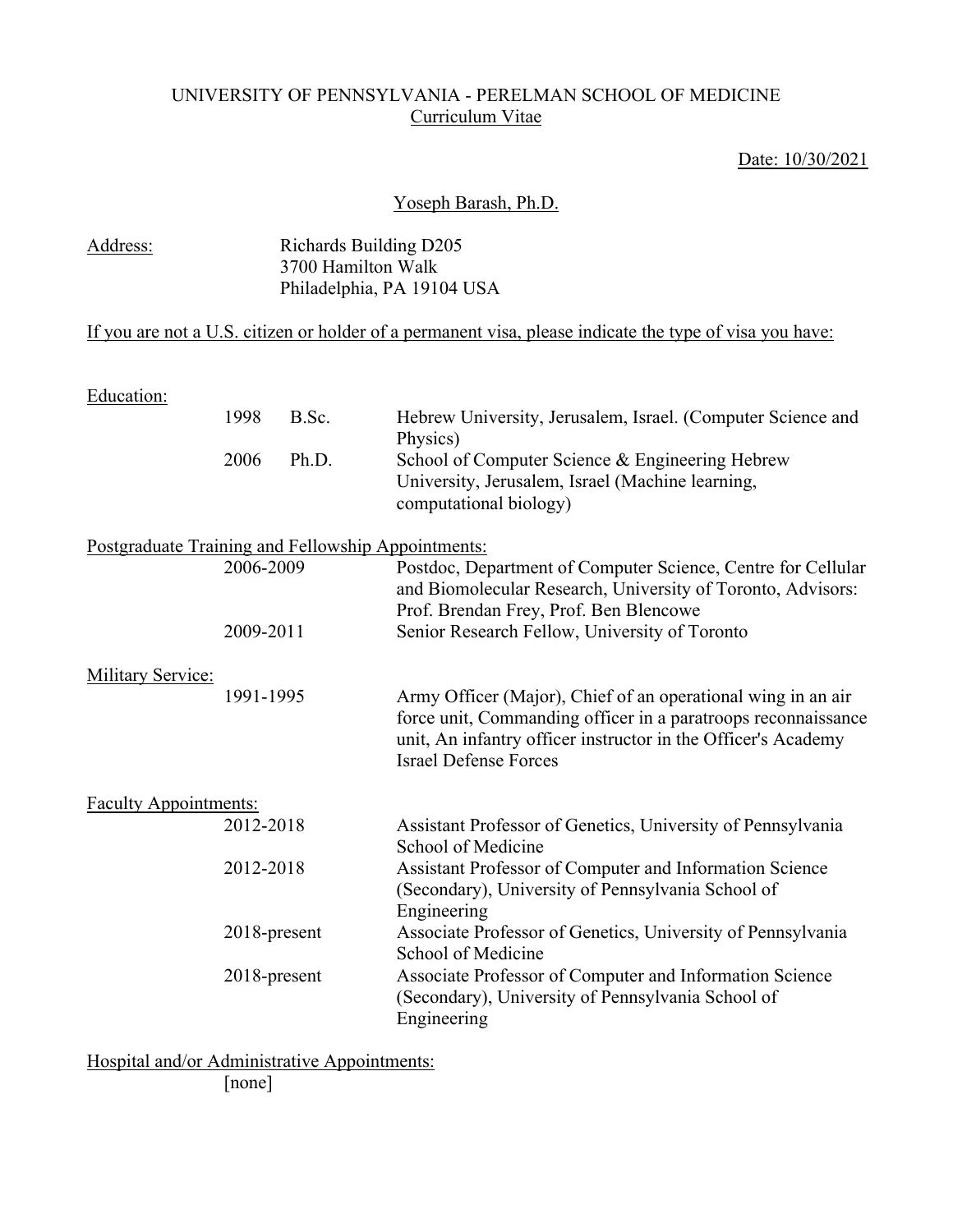UNIVERSITY OF PENNSYLVANIA - PERELMAN SCHOOL OF MEDICINE
Curriculum Vitae

Date: 10/30/2021

Yoseph Barash, Ph.D.

**Address:**
Richards Building D205
3700 Hamilton Walk
Philadelphia, PA 19104 USA

If you are not a U.S. citizen or holder of a permanent visa, please indicate the type of visa you have:

## Education:

| | | |
|---|---|---|
| 1998 | B.Sc. | Hebrew University, Jerusalem, Israel. (Computer Science and Physics) |
| 2006 | Ph.D. | School of Computer Science & Engineering Hebrew University, Jerusalem, Israel (Machine learning, computational biology) |

## Postgraduate Training and Fellowship Appointments:

| | |
|---|---|
| 2006-2009 | Postdoc, Department of Computer Science, Centre for Cellular and Biomolecular Research, University of Toronto, Advisors: Prof. Brendan Frey, Prof. Ben Blencowe |
| 2009-2011 | Senior Research Fellow, University of Toronto |

## Military Service:

| | |
|---|---|
| 1991-1995 | Army Officer (Major), Chief of an operational wing in an air force unit, Commanding officer in a paratroops reconnaissance unit, An infantry officer instructor in the Officer's Academy Israel Defense Forces |

## Faculty Appointments:

| | |
|---|---|
| 2012-2018 | Assistant Professor of Genetics, University of Pennsylvania School of Medicine |
| 2012-2018 | Assistant Professor of Computer and Information Science (Secondary), University of Pennsylvania School of Engineering |
| 2018-present | Associate Professor of Genetics, University of Pennsylvania School of Medicine |
| 2018-present | Associate Professor of Computer and Information Science (Secondary), University of Pennsylvania School of Engineering |

## Hospital and/or Administrative Appointments:

[none]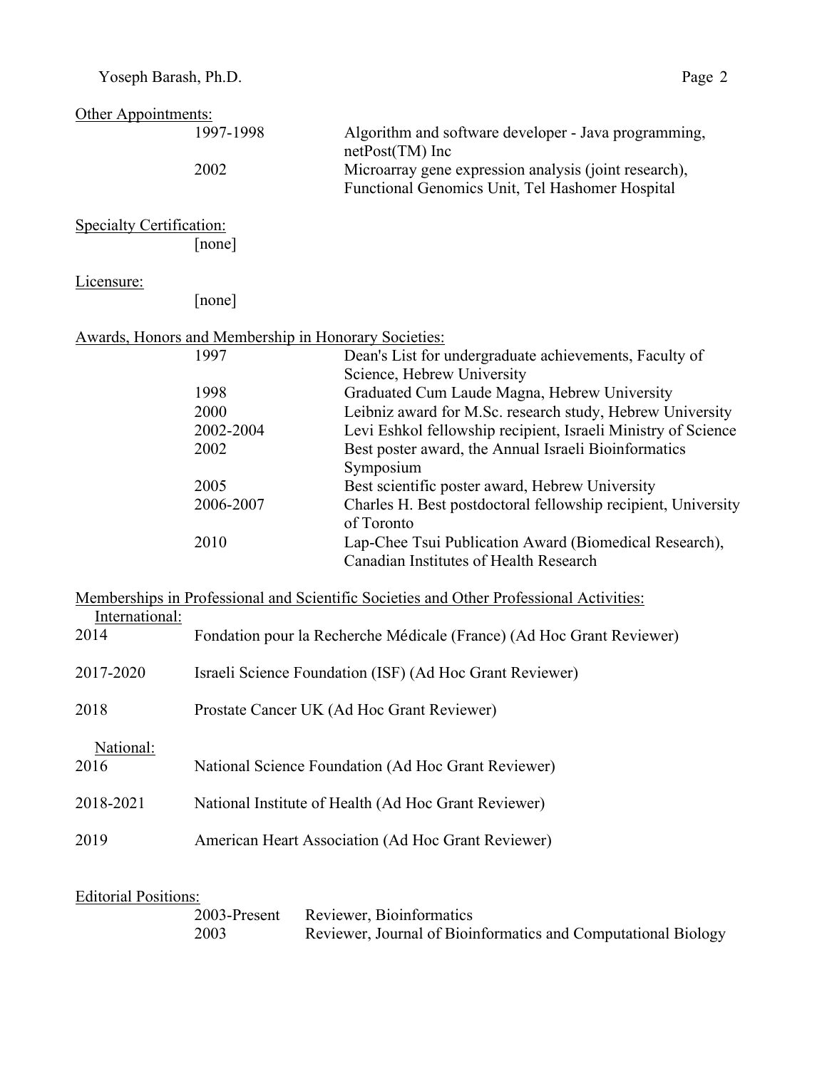Other Appointments:

| | |
|---|---|
| 1997-1998 | Algorithm and software developer - Java programming, netPost(TM) Inc |
| 2002 | Microarray gene expression analysis (joint research), Functional Genomics Unit, Tel Hashomer Hospital |

Specialty Certification:

[none]

Licensure:

[none]

Awards, Honors and Membership in Honorary Societies:

| | |
|---|---|
| 1997 | Dean's List for undergraduate achievements, Faculty of Science, Hebrew University |
| 1998 | Graduated Cum Laude Magna, Hebrew University |
| 2000 | Leibniz award for M.Sc. research study, Hebrew University |
| 2002-2004 | Levi Eshkol fellowship recipient, Israeli Ministry of Science |
| 2002 | Best poster award, the Annual Israeli Bioinformatics Symposium |
| 2005 | Best scientific poster award, Hebrew University |
| 2006-2007 | Charles H. Best postdoctoral fellowship recipient, University of Toronto |
| 2010 | Lap-Chee Tsui Publication Award (Biomedical Research), Canadian Institutes of Health Research |

Memberships in Professional and Scientific Societies and Other Professional Activities:

International:

| | |
|---|---|
| 2014 | Fondation pour la Recherche Médicale (France) (Ad Hoc Grant Reviewer) |
| 2017-2020 | Israeli Science Foundation (ISF) (Ad Hoc Grant Reviewer) |
| 2018 | Prostate Cancer UK (Ad Hoc Grant Reviewer) |

National:

| | |
|---|---|
| 2016 | National Science Foundation (Ad Hoc Grant Reviewer) |
| 2018-2021 | National Institute of Health (Ad Hoc Grant Reviewer) |
| 2019 | American Heart Association (Ad Hoc Grant Reviewer) |

Editorial Positions:

| | |
|---|---|
| 2003-Present | Reviewer, Bioinformatics |
| 2003 | Reviewer, Journal of Bioinformatics and Computational Biology |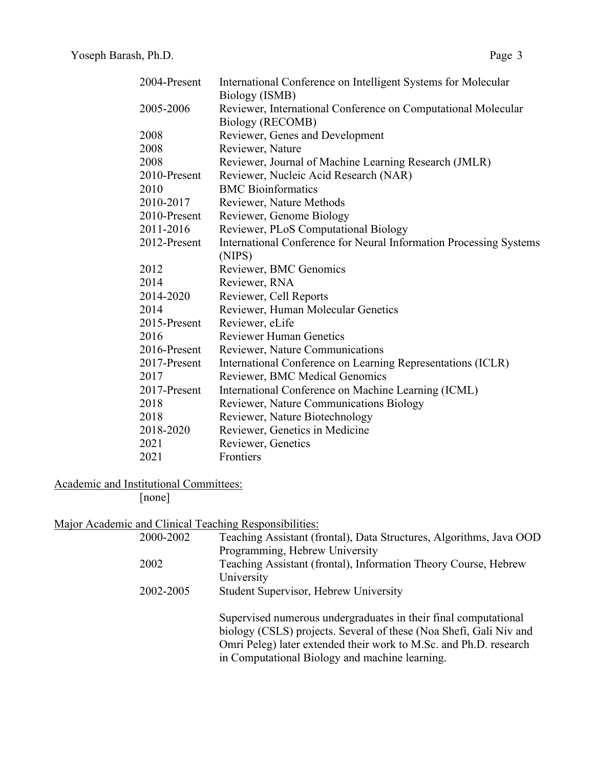| | |
|---|---|
| 2004-Present | International Conference on Intelligent Systems for Molecular Biology (ISMB) |
| 2005-2006 | Reviewer, International Conference on Computational Molecular Biology (RECOMB) |
| 2008 | Reviewer, Genes and Development |
| 2008 | Reviewer, Nature |
| 2008 | Reviewer, Journal of Machine Learning Research (JMLR) |
| 2010-Present | Reviewer, Nucleic Acid Research (NAR) |
| 2010 | BMC Bioinformatics |
| 2010-2017 | Reviewer, Nature Methods |
| 2010-Present | Reviewer, Genome Biology |
| 2011-2016 | Reviewer, PLoS Computational Biology |
| 2012-Present | International Conference for Neural Information Processing Systems (NIPS) |
| 2012 | Reviewer, BMC Genomics |
| 2014 | Reviewer, RNA |
| 2014-2020 | Reviewer, Cell Reports |
| 2014 | Reviewer, Human Molecular Genetics |
| 2015-Present | Reviewer, eLife |
| 2016 | Reviewer Human Genetics |
| 2016-Present | Reviewer, Nature Communications |
| 2017-Present | International Conference on Learning Representations (ICLR) |
| 2017 | Reviewer, BMC Medical Genomics |
| 2017-Present | International Conference on Machine Learning (ICML) |
| 2018 | Reviewer, Nature Communications Biology |
| 2018 | Reviewer, Nature Biotechnology |
| 2018-2020 | Reviewer, Genetics in Medicine |
| 2021 | Reviewer, Genetics |
| 2021 | Frontiers |

<u>Academic and Institutional Committees:</u>

[none]

<u>Major Academic and Clinical Teaching Responsibilities:</u>

| | |
|---|---|
| 2000-2002 | Teaching Assistant (frontal), Data Structures, Algorithms, Java OOD Programming, Hebrew University |
| 2002 | Teaching Assistant (frontal), Information Theory Course, Hebrew University |
| 2002-2005 | Student Supervisor, Hebrew University |

Supervised numerous undergraduates in their final computational biology (CSLS) projects. Several of these (Noa Shefi, Gali Niv and Omri Peleg) later extended their work to M.Sc. and Ph.D. research in Computational Biology and machine learning.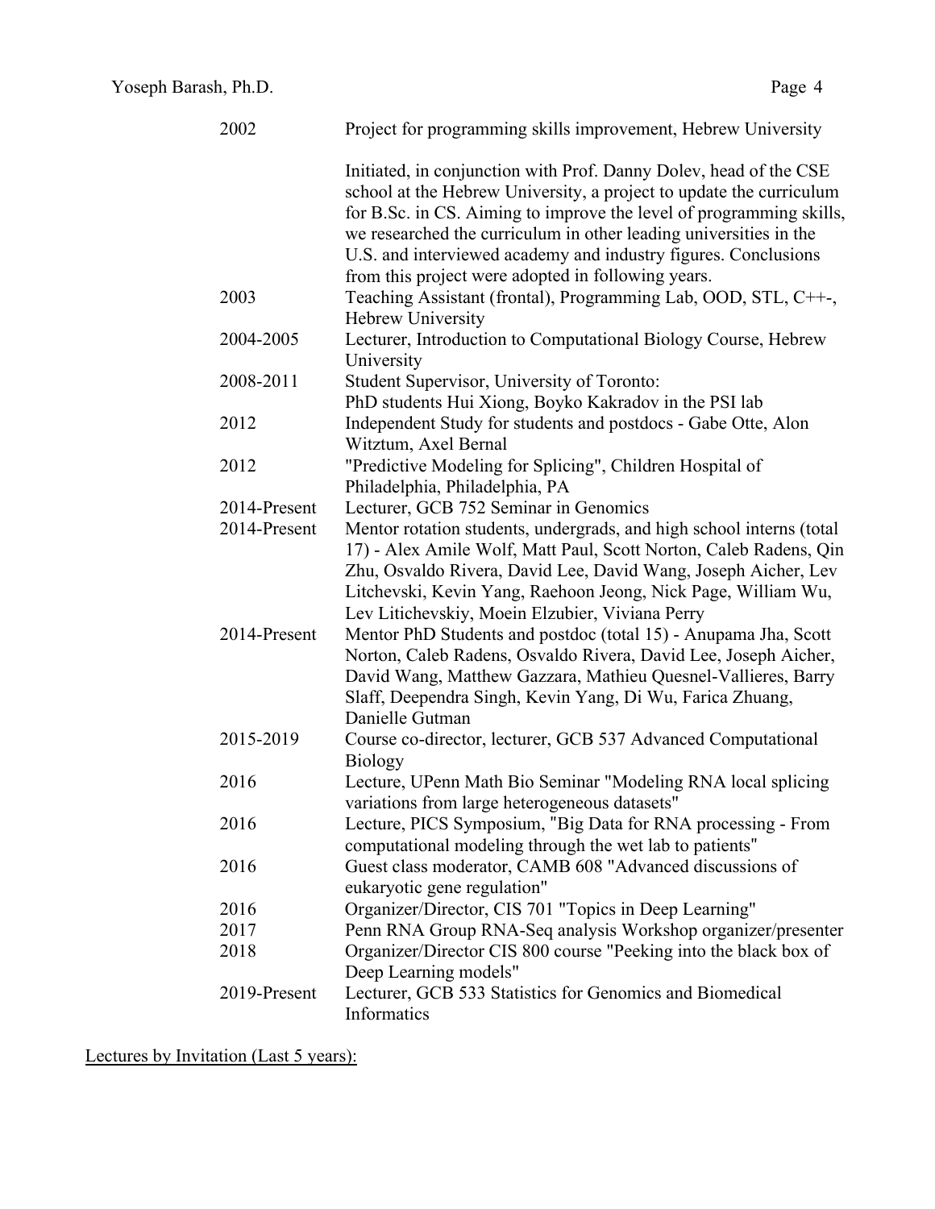| | |
|---|---|
| 2002 | Project for programming skills improvement, Hebrew University<br><br>Initiated, in conjunction with Prof. Danny Dolev, head of the CSE school at the Hebrew University, a project to update the curriculum for B.Sc. in CS. Aiming to improve the level of programming skills, we researched the curriculum in other leading universities in the U.S. and interviewed academy and industry figures. Conclusions from this project were adopted in following years. |
| 2003 | Teaching Assistant (frontal), Programming Lab, OOD, STL, C++-, Hebrew University |
| 2004-2005 | Lecturer, Introduction to Computational Biology Course, Hebrew University |
| 2008-2011 | Student Supervisor, University of Toronto:<br>PhD students Hui Xiong, Boyko Kakradov in the PSI lab |
| 2012 | Independent Study for students and postdocs - Gabe Otte, Alon Witztum, Axel Bernal |
| 2012 | "Predictive Modeling for Splicing", Children Hospital of Philadelphia, Philadelphia, PA |
| 2014-Present | Lecturer, GCB 752 Seminar in Genomics |
| 2014-Present | Mentor rotation students, undergrads, and high school interns (total 17) - Alex Amile Wolf, Matt Paul, Scott Norton, Caleb Radens, Qin Zhu, Osvaldo Rivera, David Lee, David Wang, Joseph Aicher, Lev Litchevski, Kevin Yang, Raehoon Jeong, Nick Page, William Wu, Lev Litichevskiy, Moein Elzubier, Viviana Perry |
| 2014-Present | Mentor PhD Students and postdoc (total 15) - Anupama Jha, Scott Norton, Caleb Radens, Osvaldo Rivera, David Lee, Joseph Aicher, David Wang, Matthew Gazzara, Mathieu Quesnel-Vallieres, Barry Slaff, Deependra Singh, Kevin Yang, Di Wu, Farica Zhuang, Danielle Gutman |
| 2015-2019 | Course co-director, lecturer, GCB 537 Advanced Computational Biology |
| 2016 | Lecture, UPenn Math Bio Seminar "Modeling RNA local splicing variations from large heterogeneous datasets" |
| 2016 | Lecture, PICS Symposium, "Big Data for RNA processing - From computational modeling through the wet lab to patients" |
| 2016 | Guest class moderator, CAMB 608 "Advanced discussions of eukaryotic gene regulation" |
| 2016 | Organizer/Director, CIS 701 "Topics in Deep Learning" |
| 2017 | Penn RNA Group RNA-Seq analysis Workshop organizer/presenter |
| 2018 | Organizer/Director CIS 800 course "Peeking into the black box of Deep Learning models" |
| 2019-Present | Lecturer, GCB 533 Statistics for Genomics and Biomedical Informatics |

Lectures by Invitation (Last 5 years):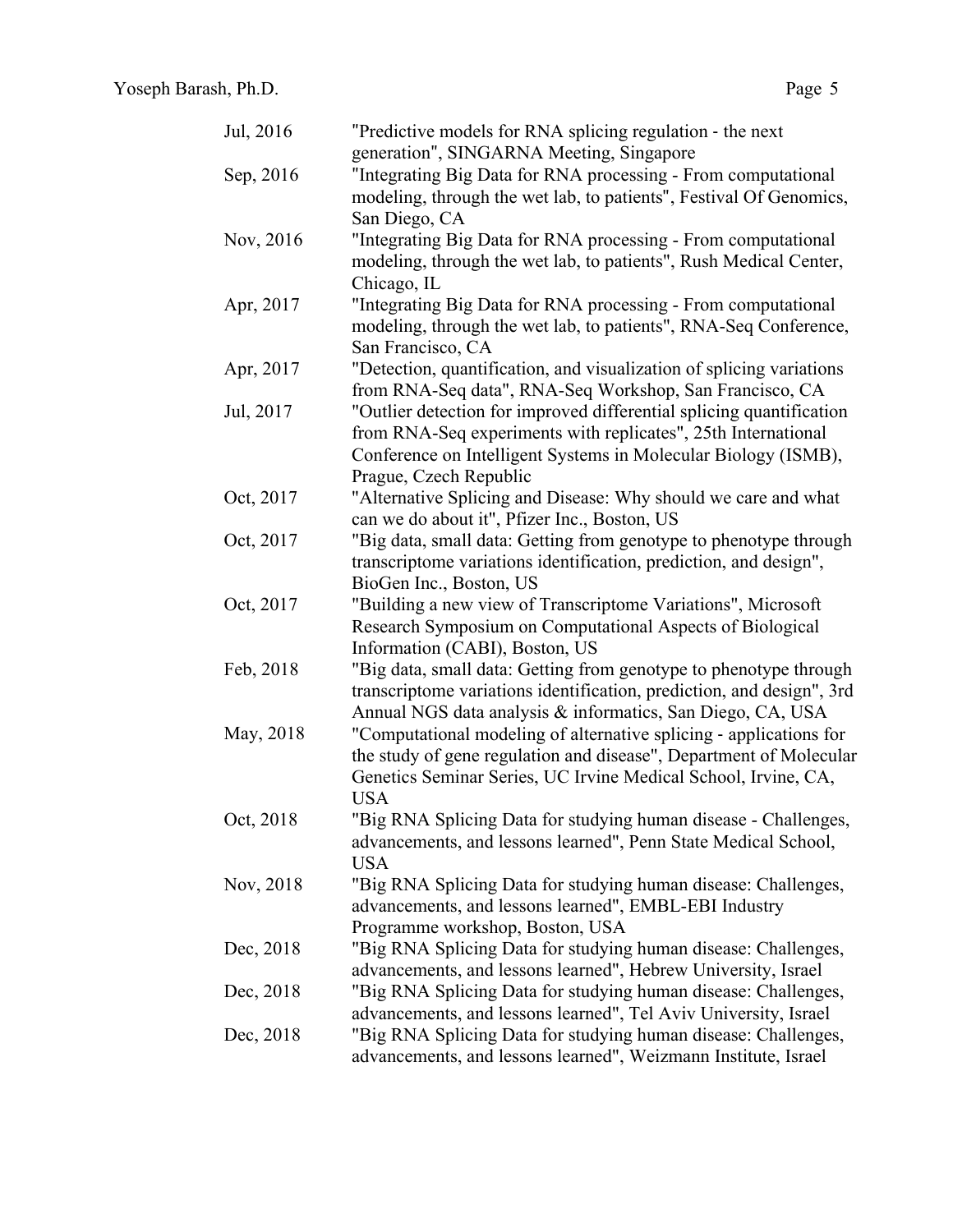| | |
|---|---|
| Jul, 2016 | "Predictive models for RNA splicing regulation - the next generation", SINGARNA Meeting, Singapore |
| Sep, 2016 | "Integrating Big Data for RNA processing - From computational modeling, through the wet lab, to patients", Festival Of Genomics, San Diego, CA |
| Nov, 2016 | "Integrating Big Data for RNA processing - From computational modeling, through the wet lab, to patients", Rush Medical Center, Chicago, IL |
| Apr, 2017 | "Integrating Big Data for RNA processing - From computational modeling, through the wet lab, to patients", RNA-Seq Conference, San Francisco, CA |
| Apr, 2017 | "Detection, quantification, and visualization of splicing variations from RNA-Seq data", RNA-Seq Workshop, San Francisco, CA |
| Jul, 2017 | "Outlier detection for improved differential splicing quantification from RNA-Seq experiments with replicates", 25th International Conference on Intelligent Systems in Molecular Biology (ISMB), Prague, Czech Republic |
| Oct, 2017 | "Alternative Splicing and Disease: Why should we care and what can we do about it", Pfizer Inc., Boston, US |
| Oct, 2017 | "Big data, small data: Getting from genotype to phenotype through transcriptome variations identification, prediction, and design", BioGen Inc., Boston, US |
| Oct, 2017 | "Building a new view of Transcriptome Variations", Microsoft Research Symposium on Computational Aspects of Biological Information (CABI), Boston, US |
| Feb, 2018 | "Big data, small data: Getting from genotype to phenotype through transcriptome variations identification, prediction, and design", 3rd Annual NGS data analysis & informatics, San Diego, CA, USA |
| May, 2018 | "Computational modeling of alternative splicing - applications for the study of gene regulation and disease", Department of Molecular Genetics Seminar Series, UC Irvine Medical School, Irvine, CA, USA |
| Oct, 2018 | "Big RNA Splicing Data for studying human disease - Challenges, advancements, and lessons learned", Penn State Medical School, USA |
| Nov, 2018 | "Big RNA Splicing Data for studying human disease: Challenges, advancements, and lessons learned", EMBL-EBI Industry Programme workshop, Boston, USA |
| Dec, 2018 | "Big RNA Splicing Data for studying human disease: Challenges, advancements, and lessons learned", Hebrew University, Israel |
| Dec, 2018 | "Big RNA Splicing Data for studying human disease: Challenges, advancements, and lessons learned", Tel Aviv University, Israel |
| Dec, 2018 | "Big RNA Splicing Data for studying human disease: Challenges, advancements, and lessons learned", Weizmann Institute, Israel |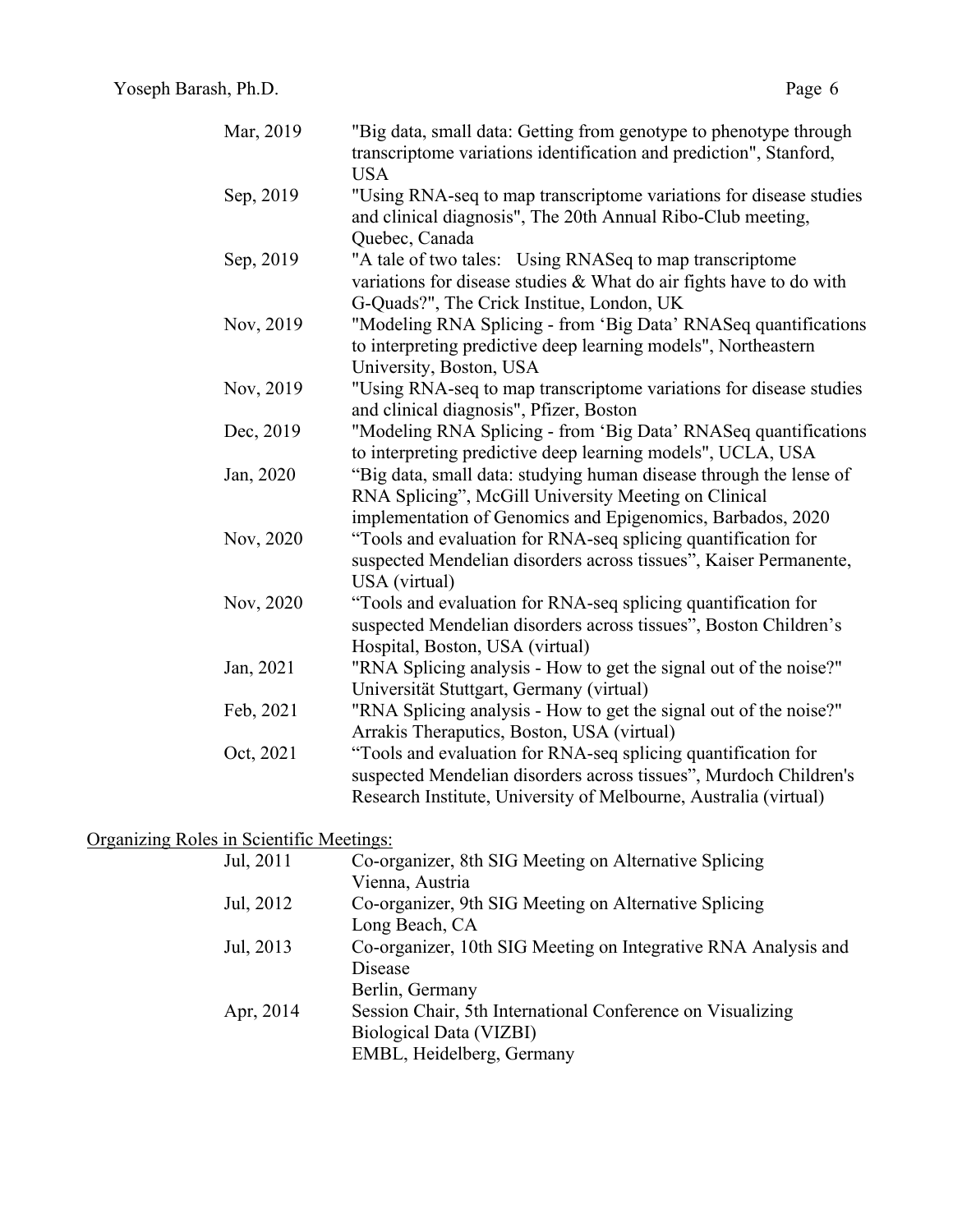| | |
|---|---|
| Mar, 2019 | "Big data, small data: Getting from genotype to phenotype through transcriptome variations identification and prediction", Stanford, USA |
| Sep, 2019 | "Using RNA-seq to map transcriptome variations for disease studies and clinical diagnosis", The 20th Annual Ribo-Club meeting, Quebec, Canada |
| Sep, 2019 | "A tale of two tales: Using RNASeq to map transcriptome variations for disease studies & What do air fights have to do with G-Quads?", The Crick Institue, London, UK |
| Nov, 2019 | "Modeling RNA Splicing - from 'Big Data' RNASeq quantifications to interpreting predictive deep learning models", Northeastern University, Boston, USA |
| Nov, 2019 | "Using RNA-seq to map transcriptome variations for disease studies and clinical diagnosis", Pfizer, Boston |
| Dec, 2019 | "Modeling RNA Splicing - from 'Big Data' RNASeq quantifications to interpreting predictive deep learning models", UCLA, USA |
| Jan, 2020 | "Big data, small data: studying human disease through the lense of RNA Splicing", McGill University Meeting on Clinical implementation of Genomics and Epigenomics, Barbados, 2020 |
| Nov, 2020 | "Tools and evaluation for RNA-seq splicing quantification for suspected Mendelian disorders across tissues", Kaiser Permanente, USA (virtual) |
| Nov, 2020 | "Tools and evaluation for RNA-seq splicing quantification for suspected Mendelian disorders across tissues", Boston Children's Hospital, Boston, USA (virtual) |
| Jan, 2021 | "RNA Splicing analysis - How to get the signal out of the noise?" Universität Stuttgart, Germany (virtual) |
| Feb, 2021 | "RNA Splicing analysis - How to get the signal out of the noise?" Arrakis Theraputics, Boston, USA (virtual) |
| Oct, 2021 | "Tools and evaluation for RNA-seq splicing quantification for suspected Mendelian disorders across tissues", Murdoch Children's Research Institute, University of Melbourne, Australia (virtual) |

Organizing Roles in Scientific Meetings:

| | |
|---|---|
| Jul, 2011 | Co-organizer, 8th SIG Meeting on Alternative Splicing<br>Vienna, Austria |
| Jul, 2012 | Co-organizer, 9th SIG Meeting on Alternative Splicing<br>Long Beach, CA |
| Jul, 2013 | Co-organizer, 10th SIG Meeting on Integrative RNA Analysis and Disease<br>Berlin, Germany |
| Apr, 2014 | Session Chair, 5th International Conference on Visualizing Biological Data (VIZBI)<br>EMBL, Heidelberg, Germany |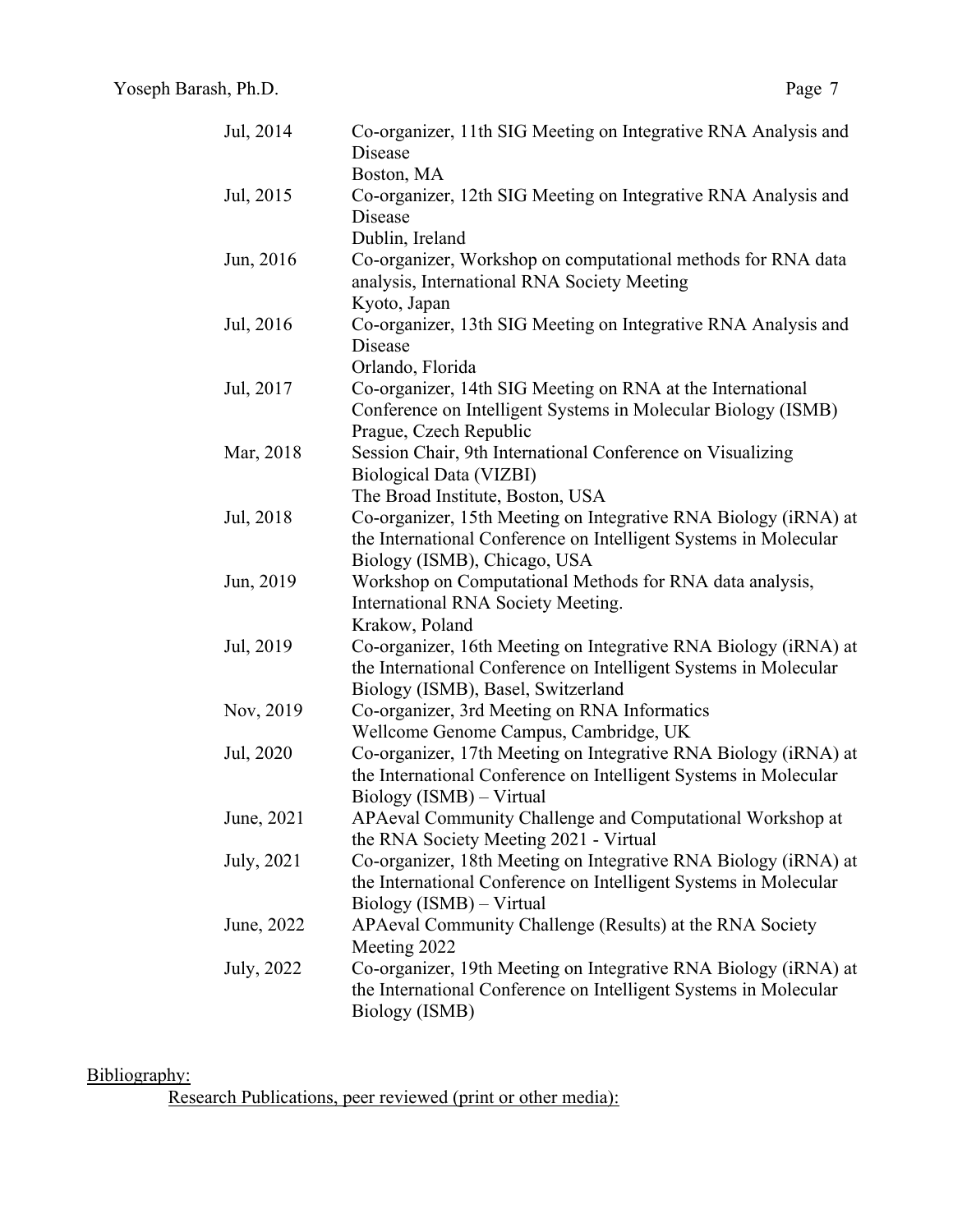| | |
|---|---|
| Jul, 2014 | Co-organizer, 11th SIG Meeting on Integrative RNA Analysis and Disease<br>Boston, MA |
| Jul, 2015 | Co-organizer, 12th SIG Meeting on Integrative RNA Analysis and Disease<br>Dublin, Ireland |
| Jun, 2016 | Co-organizer, Workshop on computational methods for RNA data analysis, International RNA Society Meeting<br>Kyoto, Japan |
| Jul, 2016 | Co-organizer, 13th SIG Meeting on Integrative RNA Analysis and Disease<br>Orlando, Florida |
| Jul, 2017 | Co-organizer, 14th SIG Meeting on RNA at the International Conference on Intelligent Systems in Molecular Biology (ISMB)<br>Prague, Czech Republic |
| Mar, 2018 | Session Chair, 9th International Conference on Visualizing Biological Data (VIZBI)<br>The Broad Institute, Boston, USA |
| Jul, 2018 | Co-organizer, 15th Meeting on Integrative RNA Biology (iRNA) at the International Conference on Intelligent Systems in Molecular Biology (ISMB), Chicago, USA |
| Jun, 2019 | Workshop on Computational Methods for RNA data analysis, International RNA Society Meeting.<br>Krakow, Poland |
| Jul, 2019 | Co-organizer, 16th Meeting on Integrative RNA Biology (iRNA) at the International Conference on Intelligent Systems in Molecular Biology (ISMB), Basel, Switzerland |
| Nov, 2019 | Co-organizer, 3rd Meeting on RNA Informatics<br>Wellcome Genome Campus, Cambridge, UK |
| Jul, 2020 | Co-organizer, 17th Meeting on Integrative RNA Biology (iRNA) at the International Conference on Intelligent Systems in Molecular Biology (ISMB) – Virtual |
| June, 2021 | APAeval Community Challenge and Computational Workshop at the RNA Society Meeting 2021 - Virtual |
| July, 2021 | Co-organizer, 18th Meeting on Integrative RNA Biology (iRNA) at the International Conference on Intelligent Systems in Molecular Biology (ISMB) – Virtual |
| June, 2022 | APAeval Community Challenge (Results) at the RNA Society Meeting 2022 |
| July, 2022 | Co-organizer, 19th Meeting on Integrative RNA Biology (iRNA) at the International Conference on Intelligent Systems in Molecular Biology (ISMB) |

Bibliography:

Research Publications, peer reviewed (print or other media):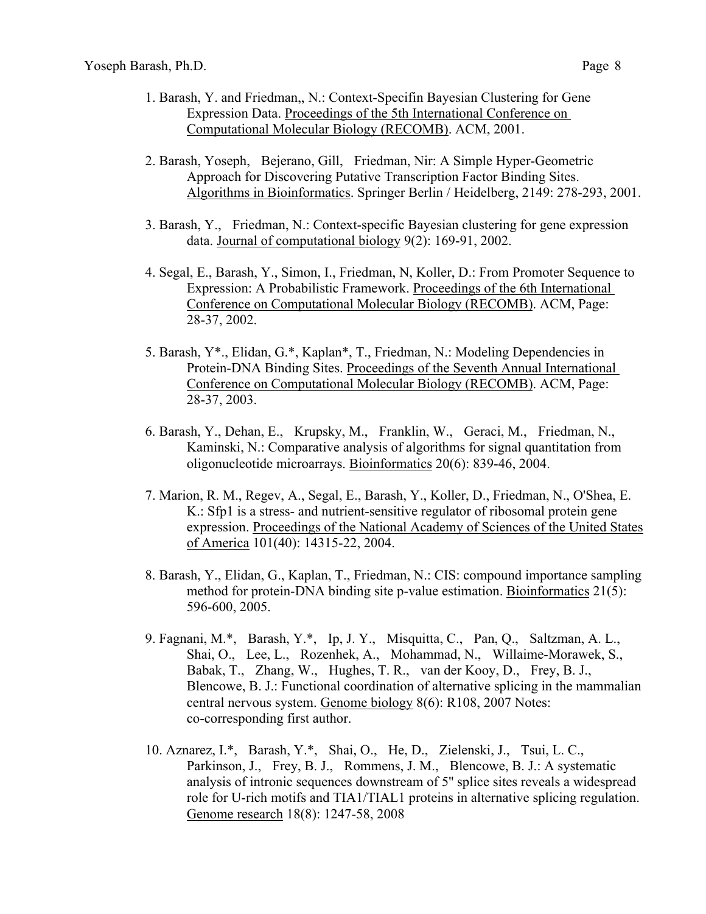1. Barash, Y. and Friedman,, N.: Context-Specifin Bayesian Clustering for Gene Expression Data. Proceedings of the 5th International Conference on Computational Molecular Biology (RECOMB). ACM, 2001.

2. Barash, Yoseph, Bejerano, Gill, Friedman, Nir: A Simple Hyper-Geometric Approach for Discovering Putative Transcription Factor Binding Sites. Algorithms in Bioinformatics. Springer Berlin / Heidelberg, 2149: 278-293, 2001.

3. Barash, Y., Friedman, N.: Context-specific Bayesian clustering for gene expression data. Journal of computational biology 9(2): 169-91, 2002.

4. Segal, E., Barash, Y., Simon, I., Friedman, N, Koller, D.: From Promoter Sequence to Expression: A Probabilistic Framework. Proceedings of the 6th International Conference on Computational Molecular Biology (RECOMB). ACM, Page: 28-37, 2002.

5. Barash, Y*., Elidan, G.*, Kaplan*, T., Friedman, N.: Modeling Dependencies in Protein-DNA Binding Sites. Proceedings of the Seventh Annual International Conference on Computational Molecular Biology (RECOMB). ACM, Page: 28-37, 2003.

6. Barash, Y., Dehan, E., Krupsky, M., Franklin, W., Geraci, M., Friedman, N., Kaminski, N.: Comparative analysis of algorithms for signal quantitation from oligonucleotide microarrays. Bioinformatics 20(6): 839-46, 2004.

7. Marion, R. M., Regev, A., Segal, E., Barash, Y., Koller, D., Friedman, N., O'Shea, E. K.: Sfp1 is a stress- and nutrient-sensitive regulator of ribosomal protein gene expression. Proceedings of the National Academy of Sciences of the United States of America 101(40): 14315-22, 2004.

8. Barash, Y., Elidan, G., Kaplan, T., Friedman, N.: CIS: compound importance sampling method for protein-DNA binding site p-value estimation. Bioinformatics 21(5): 596-600, 2005.

9. Fagnani, M.*, Barash, Y.*, Ip, J. Y., Misquitta, C., Pan, Q., Saltzman, A. L., Shai, O., Lee, L., Rozenhek, A., Mohammad, N., Willaime-Morawek, S., Babak, T., Zhang, W., Hughes, T. R., van der Kooy, D., Frey, B. J., Blencowe, B. J.: Functional coordination of alternative splicing in the mammalian central nervous system. Genome biology 8(6): R108, 2007 Notes: co-corresponding first author.

10. Aznarez, I.*, Barash, Y.*, Shai, O., He, D., Zielenski, J., Tsui, L. C., Parkinson, J., Frey, B. J., Rommens, J. M., Blencowe, B. J.: A systematic analysis of intronic sequences downstream of 5" splice sites reveals a widespread role for U-rich motifs and TIA1/TIAL1 proteins in alternative splicing regulation. Genome research 18(8): 1247-58, 2008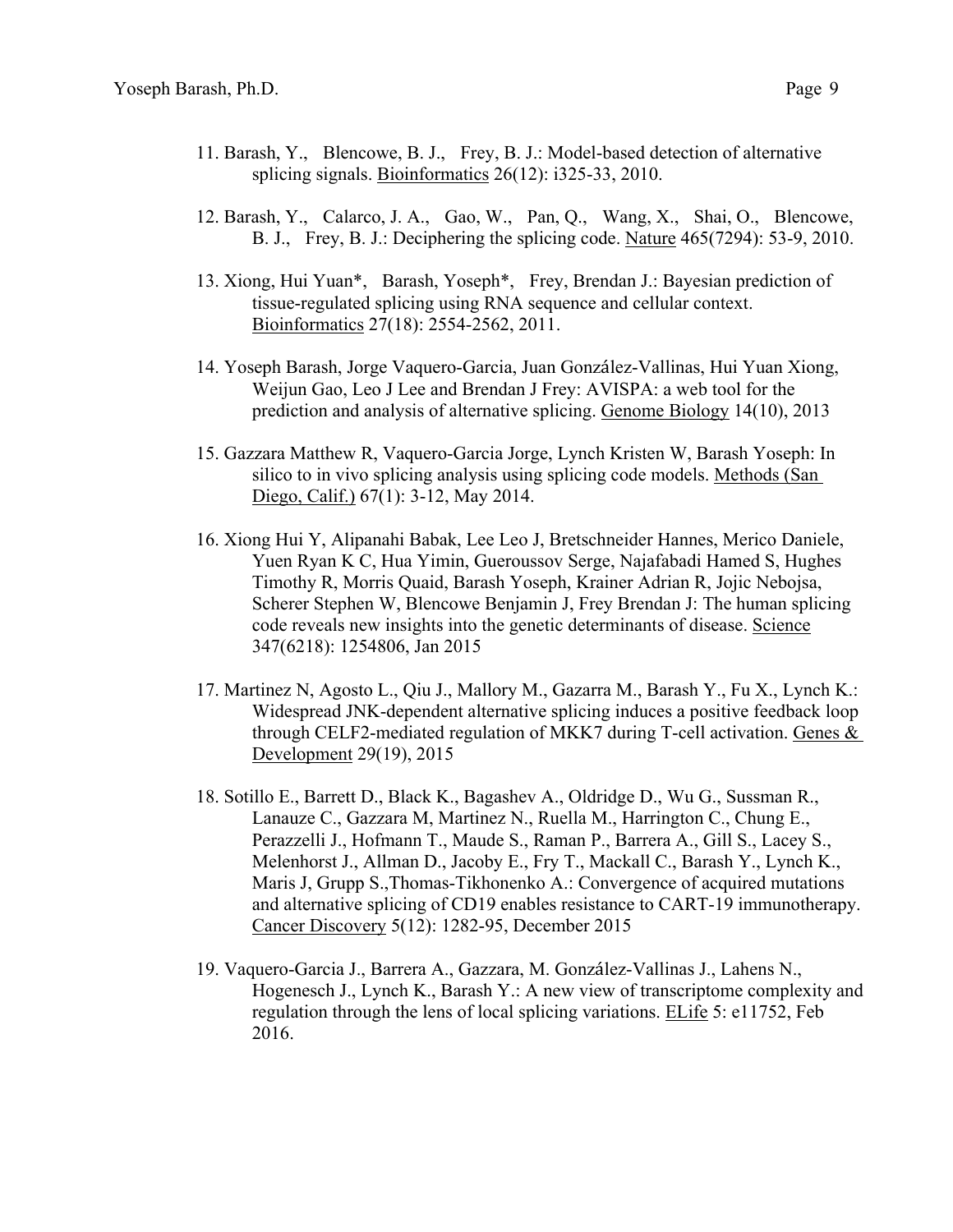11. Barash, Y., Blencowe, B. J., Frey, B. J.: Model-based detection of alternative splicing signals. Bioinformatics 26(12): i325-33, 2010.

12. Barash, Y., Calarco, J. A., Gao, W., Pan, Q., Wang, X., Shai, O., Blencowe, B. J., Frey, B. J.: Deciphering the splicing code. Nature 465(7294): 53-9, 2010.

13. Xiong, Hui Yuan*, Barash, Yoseph*, Frey, Brendan J.: Bayesian prediction of tissue-regulated splicing using RNA sequence and cellular context. Bioinformatics 27(18): 2554-2562, 2011.

14. Yoseph Barash, Jorge Vaquero-Garcia, Juan González-Vallinas, Hui Yuan Xiong, Weijun Gao, Leo J Lee and Brendan J Frey: AVISPA: a web tool for the prediction and analysis of alternative splicing. Genome Biology 14(10), 2013

15. Gazzara Matthew R, Vaquero-Garcia Jorge, Lynch Kristen W, Barash Yoseph: In silico to in vivo splicing analysis using splicing code models. Methods (San Diego, Calif.) 67(1): 3-12, May 2014.

16. Xiong Hui Y, Alipanahi Babak, Lee Leo J, Bretschneider Hannes, Merico Daniele, Yuen Ryan K C, Hua Yimin, Gueroussov Serge, Najafabadi Hamed S, Hughes Timothy R, Morris Quaid, Barash Yoseph, Krainer Adrian R, Jojic Nebojsa, Scherer Stephen W, Blencowe Benjamin J, Frey Brendan J: The human splicing code reveals new insights into the genetic determinants of disease. Science 347(6218): 1254806, Jan 2015

17. Martinez N, Agosto L., Qiu J., Mallory M., Gazarra M., Barash Y., Fu X., Lynch K.: Widespread JNK-dependent alternative splicing induces a positive feedback loop through CELF2-mediated regulation of MKK7 during T-cell activation. Genes & Development 29(19), 2015

18. Sotillo E., Barrett D., Black K., Bagashev A., Oldridge D., Wu G., Sussman R., Lanauze C., Gazzara M, Martinez N., Ruella M., Harrington C., Chung E., Perazzelli J., Hofmann T., Maude S., Raman P., Barrera A., Gill S., Lacey S., Melenhorst J., Allman D., Jacoby E., Fry T., Mackall C., Barash Y., Lynch K., Maris J, Grupp S.,Thomas-Tikhonenko A.: Convergence of acquired mutations and alternative splicing of CD19 enables resistance to CART-19 immunotherapy. Cancer Discovery 5(12): 1282-95, December 2015

19. Vaquero-Garcia J., Barrera A., Gazzara, M. González-Vallinas J., Lahens N., Hogenesch J., Lynch K., Barash Y.: A new view of transcriptome complexity and regulation through the lens of local splicing variations. ELife 5: e11752, Feb 2016.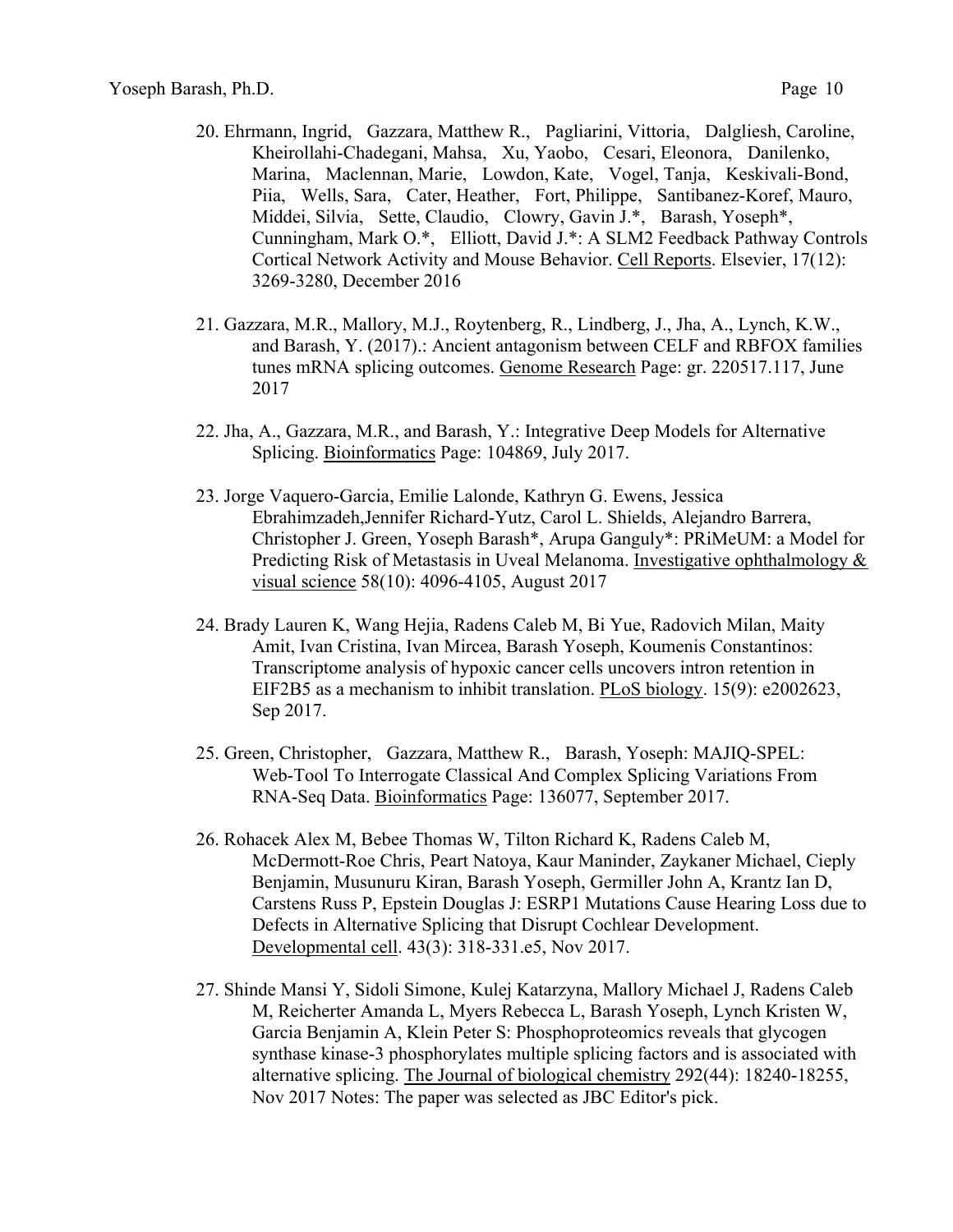20. Ehrmann, Ingrid, Gazzara, Matthew R., Pagliarini, Vittoria, Dalgliesh, Caroline, Kheirollahi-Chadegani, Mahsa, Xu, Yaobo, Cesari, Eleonora, Danilenko, Marina, Maclennan, Marie, Lowdon, Kate, Vogel, Tanja, Keskivali-Bond, Piia, Wells, Sara, Cater, Heather, Fort, Philippe, Santibanez-Koref, Mauro, Middei, Silvia, Sette, Claudio, Clowry, Gavin J.*, Barash, Yoseph*, Cunningham, Mark O.*, Elliott, David J.*: A SLM2 Feedback Pathway Controls Cortical Network Activity and Mouse Behavior. Cell Reports. Elsevier, 17(12): 3269-3280, December 2016

21. Gazzara, M.R., Mallory, M.J., Roytenberg, R., Lindberg, J., Jha, A., Lynch, K.W., and Barash, Y. (2017).: Ancient antagonism between CELF and RBFOX families tunes mRNA splicing outcomes. Genome Research Page: gr. 220517.117, June 2017

22. Jha, A., Gazzara, M.R., and Barash, Y.: Integrative Deep Models for Alternative Splicing. Bioinformatics Page: 104869, July 2017.

23. Jorge Vaquero-Garcia, Emilie Lalonde, Kathryn G. Ewens, Jessica Ebrahimzadeh,Jennifer Richard-Yutz, Carol L. Shields, Alejandro Barrera, Christopher J. Green, Yoseph Barash*, Arupa Ganguly*: PRiMeUM: a Model for Predicting Risk of Metastasis in Uveal Melanoma. Investigative ophthalmology & visual science 58(10): 4096-4105, August 2017

24. Brady Lauren K, Wang Hejia, Radens Caleb M, Bi Yue, Radovich Milan, Maity Amit, Ivan Cristina, Ivan Mircea, Barash Yoseph, Koumenis Constantinos: Transcriptome analysis of hypoxic cancer cells uncovers intron retention in EIF2B5 as a mechanism to inhibit translation. PLoS biology. 15(9): e2002623, Sep 2017.

25. Green, Christopher, Gazzara, Matthew R., Barash, Yoseph: MAJIQ-SPEL: Web-Tool To Interrogate Classical And Complex Splicing Variations From RNA-Seq Data. Bioinformatics Page: 136077, September 2017.

26. Rohacek Alex M, Bebee Thomas W, Tilton Richard K, Radens Caleb M, McDermott-Roe Chris, Peart Natoya, Kaur Maninder, Zaykaner Michael, Cieply Benjamin, Musunuru Kiran, Barash Yoseph, Germiller John A, Krantz Ian D, Carstens Russ P, Epstein Douglas J: ESRP1 Mutations Cause Hearing Loss due to Defects in Alternative Splicing that Disrupt Cochlear Development. Developmental cell. 43(3): 318-331.e5, Nov 2017.

27. Shinde Mansi Y, Sidoli Simone, Kulej Katarzyna, Mallory Michael J, Radens Caleb M, Reicherter Amanda L, Myers Rebecca L, Barash Yoseph, Lynch Kristen W, Garcia Benjamin A, Klein Peter S: Phosphoproteomics reveals that glycogen synthase kinase-3 phosphorylates multiple splicing factors and is associated with alternative splicing. The Journal of biological chemistry 292(44): 18240-18255, Nov 2017 Notes: The paper was selected as JBC Editor's pick.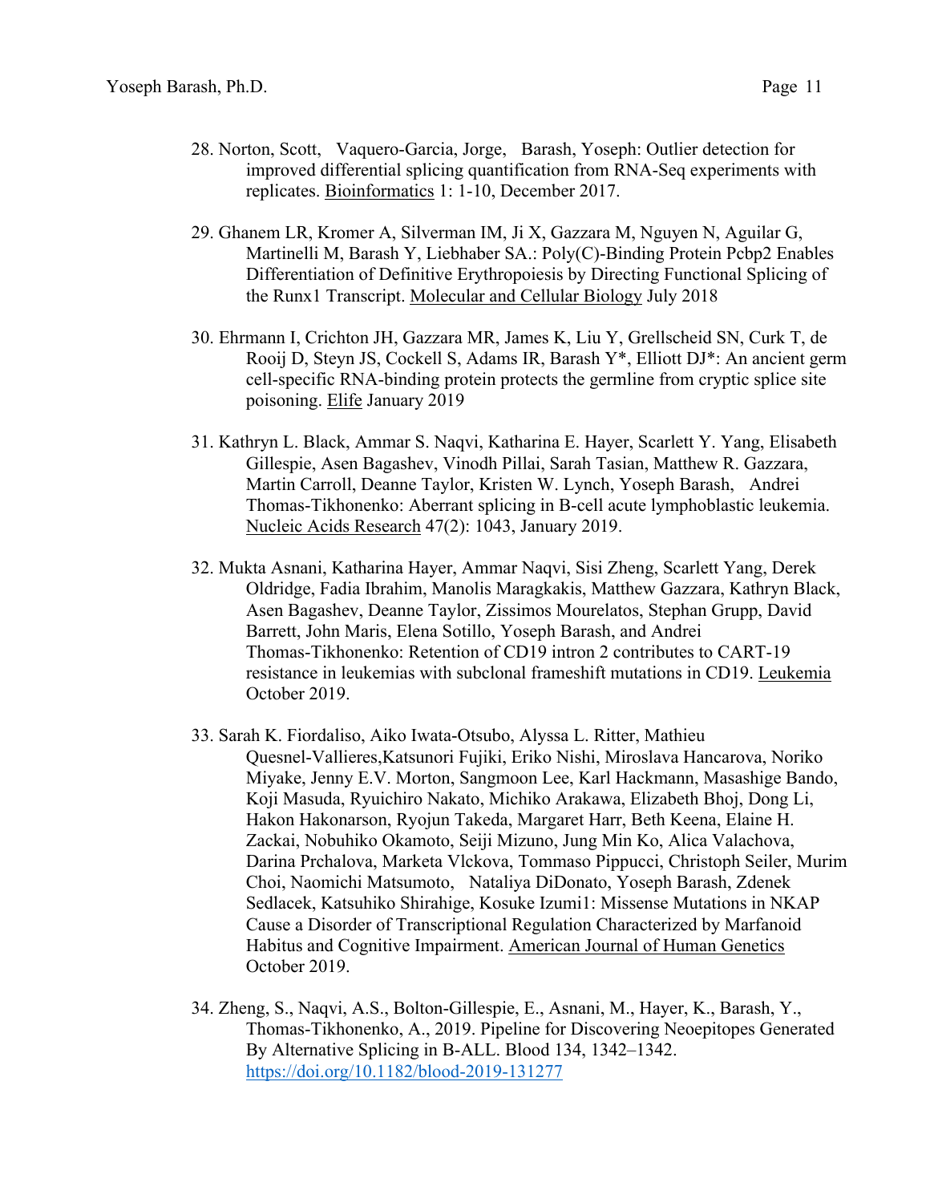28. Norton, Scott, Vaquero-Garcia, Jorge, Barash, Yoseph: Outlier detection for improved differential splicing quantification from RNA-Seq experiments with replicates. Bioinformatics 1: 1-10, December 2017.

29. Ghanem LR, Kromer A, Silverman IM, Ji X, Gazzara M, Nguyen N, Aguilar G, Martinelli M, Barash Y, Liebhaber SA.: Poly(C)-Binding Protein Pcbp2 Enables Differentiation of Definitive Erythropoiesis by Directing Functional Splicing of the Runx1 Transcript. Molecular and Cellular Biology July 2018

30. Ehrmann I, Crichton JH, Gazzara MR, James K, Liu Y, Grellscheid SN, Curk T, de Rooij D, Steyn JS, Cockell S, Adams IR, Barash Y*, Elliott DJ*: An ancient germ cell-specific RNA-binding protein protects the germline from cryptic splice site poisoning. Elife January 2019

31. Kathryn L. Black, Ammar S. Naqvi, Katharina E. Hayer, Scarlett Y. Yang, Elisabeth Gillespie, Asen Bagashev, Vinodh Pillai, Sarah Tasian, Matthew R. Gazzara, Martin Carroll, Deanne Taylor, Kristen W. Lynch, Yoseph Barash, Andrei Thomas-Tikhonenko: Aberrant splicing in B-cell acute lymphoblastic leukemia. Nucleic Acids Research 47(2): 1043, January 2019.

32. Mukta Asnani, Katharina Hayer, Ammar Naqvi, Sisi Zheng, Scarlett Yang, Derek Oldridge, Fadia Ibrahim, Manolis Maragkakis, Matthew Gazzara, Kathryn Black, Asen Bagashev, Deanne Taylor, Zissimos Mourelatos, Stephan Grupp, David Barrett, John Maris, Elena Sotillo, Yoseph Barash, and Andrei Thomas-Tikhonenko: Retention of CD19 intron 2 contributes to CART-19 resistance in leukemias with subclonal frameshift mutations in CD19. Leukemia October 2019.

33. Sarah K. Fiordaliso, Aiko Iwata-Otsubo, Alyssa L. Ritter, Mathieu Quesnel-Vallieres,Katsunori Fujiki, Eriko Nishi, Miroslava Hancarova, Noriko Miyake, Jenny E.V. Morton, Sangmoon Lee, Karl Hackmann, Masashige Bando, Koji Masuda, Ryuichiro Nakato, Michiko Arakawa, Elizabeth Bhoj, Dong Li, Hakon Hakonarson, Ryojun Takeda, Margaret Harr, Beth Keena, Elaine H. Zackai, Nobuhiko Okamoto, Seiji Mizuno, Jung Min Ko, Alica Valachova, Darina Prchalova, Marketa Vlckova, Tommaso Pippucci, Christoph Seiler, Murim Choi, Naomichi Matsumoto, Nataliya DiDonato, Yoseph Barash, Zdenek Sedlacek, Katsuhiko Shirahige, Kosuke Izumi1: Missense Mutations in NKAP Cause a Disorder of Transcriptional Regulation Characterized by Marfanoid Habitus and Cognitive Impairment. American Journal of Human Genetics October 2019.

34. Zheng, S., Naqvi, A.S., Bolton-Gillespie, E., Asnani, M., Hayer, K., Barash, Y., Thomas-Tikhonenko, A., 2019. Pipeline for Discovering Neoepitopes Generated By Alternative Splicing in B-ALL. Blood 134, 1342–1342. https://doi.org/10.1182/blood-2019-131277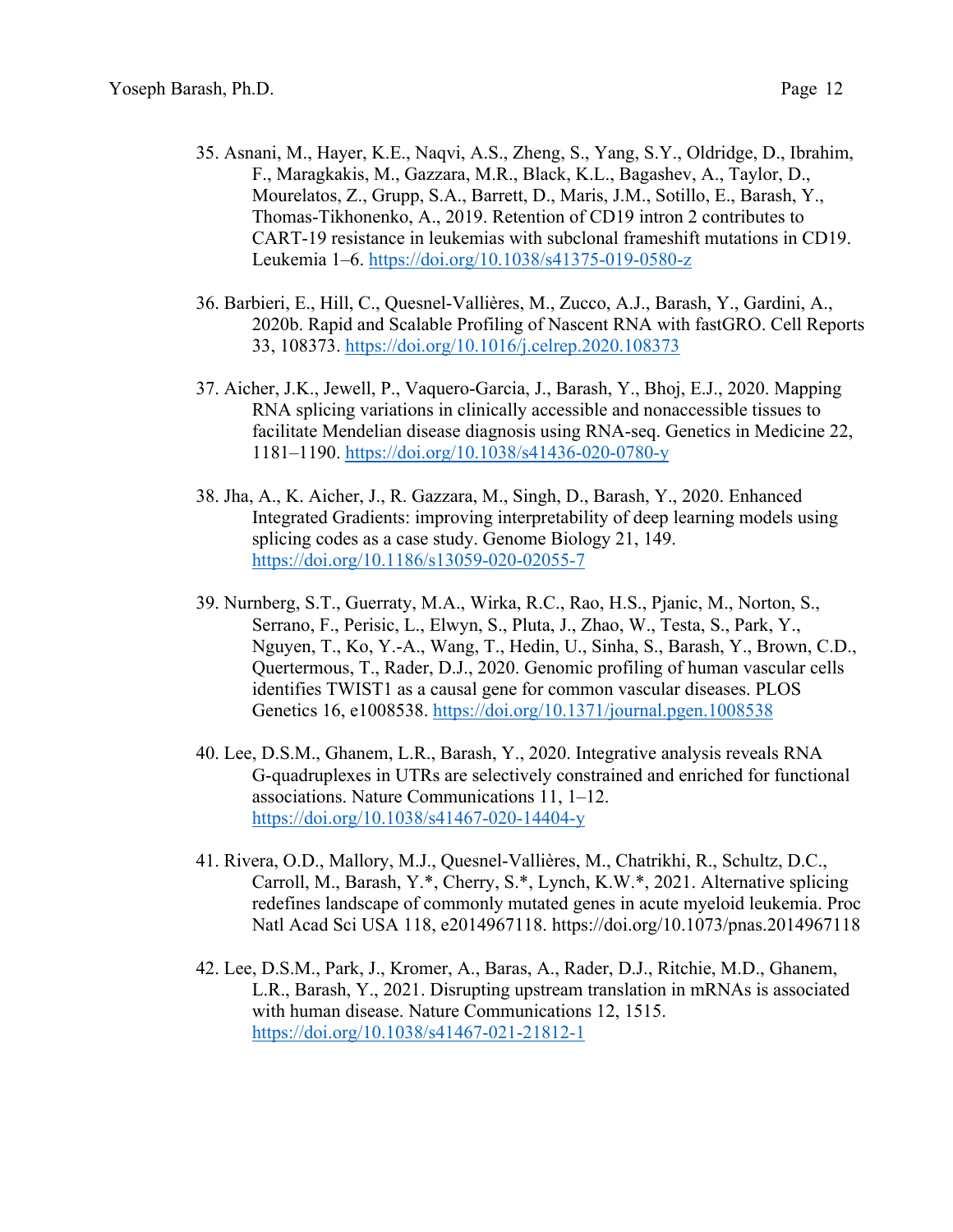35. Asnani, M., Hayer, K.E., Naqvi, A.S., Zheng, S., Yang, S.Y., Oldridge, D., Ibrahim, F., Maragkakis, M., Gazzara, M.R., Black, K.L., Bagashev, A., Taylor, D., Mourelatos, Z., Grupp, S.A., Barrett, D., Maris, J.M., Sotillo, E., Barash, Y., Thomas-Tikhonenko, A., 2019. Retention of CD19 intron 2 contributes to CART-19 resistance in leukemias with subclonal frameshift mutations in CD19. Leukemia 1–6. https://doi.org/10.1038/s41375-019-0580-z

36. Barbieri, E., Hill, C., Quesnel-Vallières, M., Zucco, A.J., Barash, Y., Gardini, A., 2020b. Rapid and Scalable Profiling of Nascent RNA with fastGRO. Cell Reports 33, 108373. https://doi.org/10.1016/j.celrep.2020.108373

37. Aicher, J.K., Jewell, P., Vaquero-Garcia, J., Barash, Y., Bhoj, E.J., 2020. Mapping RNA splicing variations in clinically accessible and nonaccessible tissues to facilitate Mendelian disease diagnosis using RNA-seq. Genetics in Medicine 22, 1181–1190. https://doi.org/10.1038/s41436-020-0780-y

38. Jha, A., K. Aicher, J., R. Gazzara, M., Singh, D., Barash, Y., 2020. Enhanced Integrated Gradients: improving interpretability of deep learning models using splicing codes as a case study. Genome Biology 21, 149. https://doi.org/10.1186/s13059-020-02055-7

39. Nurnberg, S.T., Guerraty, M.A., Wirka, R.C., Rao, H.S., Pjanic, M., Norton, S., Serrano, F., Perisic, L., Elwyn, S., Pluta, J., Zhao, W., Testa, S., Park, Y., Nguyen, T., Ko, Y.-A., Wang, T., Hedin, U., Sinha, S., Barash, Y., Brown, C.D., Quertermous, T., Rader, D.J., 2020. Genomic profiling of human vascular cells identifies TWIST1 as a causal gene for common vascular diseases. PLOS Genetics 16, e1008538. https://doi.org/10.1371/journal.pgen.1008538

40. Lee, D.S.M., Ghanem, L.R., Barash, Y., 2020. Integrative analysis reveals RNA G-quadruplexes in UTRs are selectively constrained and enriched for functional associations. Nature Communications 11, 1–12. https://doi.org/10.1038/s41467-020-14404-y

41. Rivera, O.D., Mallory, M.J., Quesnel-Vallières, M., Chatrikhi, R., Schultz, D.C., Carroll, M., Barash, Y.*, Cherry, S.*, Lynch, K.W.*, 2021. Alternative splicing redefines landscape of commonly mutated genes in acute myeloid leukemia. Proc Natl Acad Sci USA 118, e2014967118. https://doi.org/10.1073/pnas.2014967118

42. Lee, D.S.M., Park, J., Kromer, A., Baras, A., Rader, D.J., Ritchie, M.D., Ghanem, L.R., Barash, Y., 2021. Disrupting upstream translation in mRNAs is associated with human disease. Nature Communications 12, 1515. https://doi.org/10.1038/s41467-021-21812-1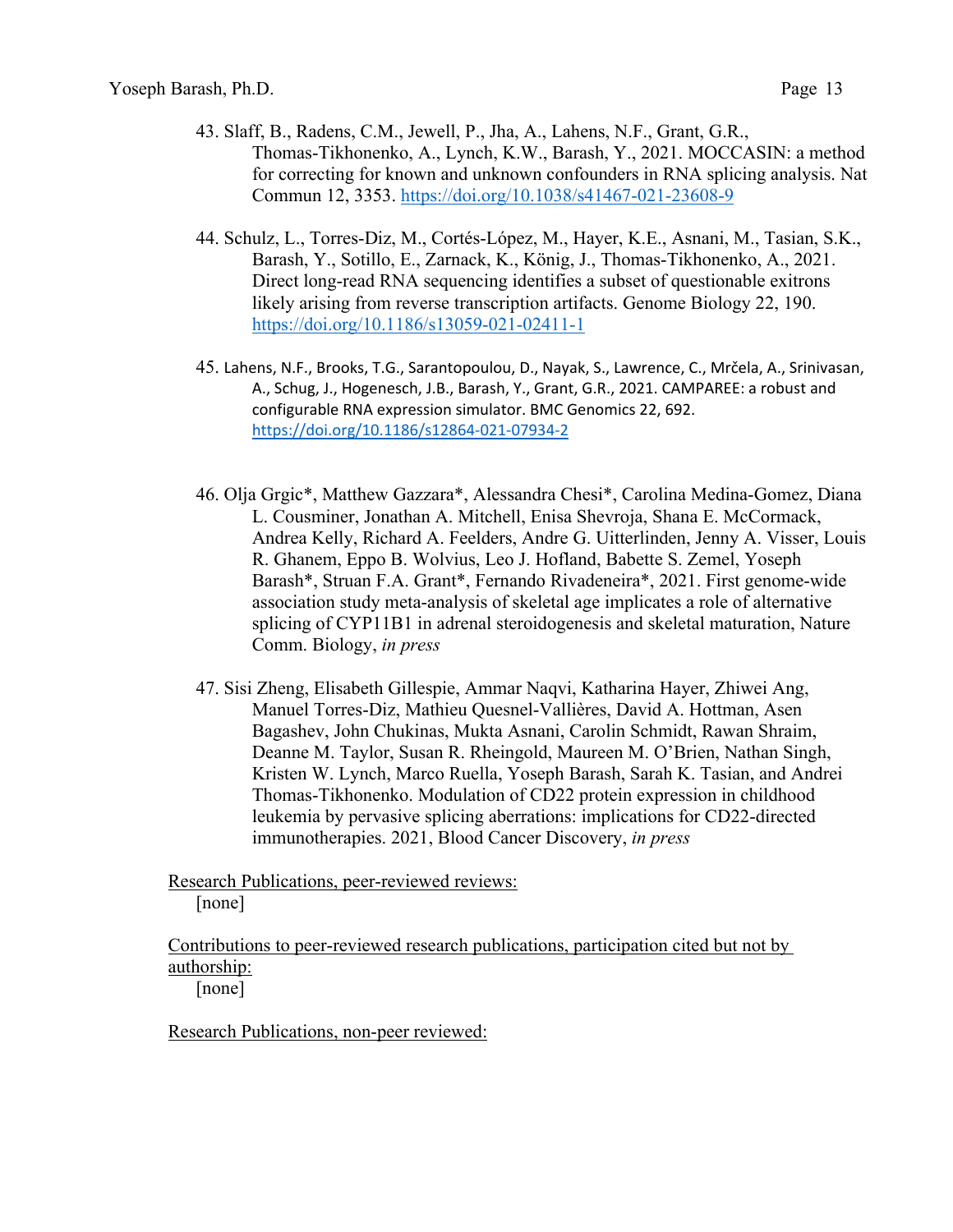43. Slaff, B., Radens, C.M., Jewell, P., Jha, A., Lahens, N.F., Grant, G.R., Thomas-Tikhonenko, A., Lynch, K.W., Barash, Y., 2021. MOCCASIN: a method for correcting for known and unknown confounders in RNA splicing analysis. Nat Commun 12, 3353. https://doi.org/10.1038/s41467-021-23608-9

44. Schulz, L., Torres-Diz, M., Cortés-López, M., Hayer, K.E., Asnani, M., Tasian, S.K., Barash, Y., Sotillo, E., Zarnack, K., König, J., Thomas-Tikhonenko, A., 2021. Direct long-read RNA sequencing identifies a subset of questionable exitrons likely arising from reverse transcription artifacts. Genome Biology 22, 190. https://doi.org/10.1186/s13059-021-02411-1

45. Lahens, N.F., Brooks, T.G., Sarantopoulou, D., Nayak, S., Lawrence, C., Mrčela, A., Srinivasan, A., Schug, J., Hogenesch, J.B., Barash, Y., Grant, G.R., 2021. CAMPAREE: a robust and configurable RNA expression simulator. BMC Genomics 22, 692. https://doi.org/10.1186/s12864-021-07934-2

46. Olja Grgic*, Matthew Gazzara*, Alessandra Chesi*, Carolina Medina-Gomez, Diana L. Cousminer, Jonathan A. Mitchell, Enisa Shevroja, Shana E. McCormack, Andrea Kelly, Richard A. Feelders, Andre G. Uitterlinden, Jenny A. Visser, Louis R. Ghanem, Eppo B. Wolvius, Leo J. Hofland, Babette S. Zemel, Yoseph Barash*, Struan F.A. Grant*, Fernando Rivadeneira*, 2021. First genome-wide association study meta-analysis of skeletal age implicates a role of alternative splicing of CYP11B1 in adrenal steroidogenesis and skeletal maturation, Nature Comm. Biology, *in press*

47. Sisi Zheng, Elisabeth Gillespie, Ammar Naqvi, Katharina Hayer, Zhiwei Ang, Manuel Torres-Diz, Mathieu Quesnel-Vallières, David A. Hottman, Asen Bagashev, John Chukinas, Mukta Asnani, Carolin Schmidt, Rawan Shraim, Deanne M. Taylor, Susan R. Rheingold, Maureen M. O'Brien, Nathan Singh, Kristen W. Lynch, Marco Ruella, Yoseph Barash, Sarah K. Tasian, and Andrei Thomas-Tikhonenko. Modulation of CD22 protein expression in childhood leukemia by pervasive splicing aberrations: implications for CD22-directed immunotherapies. 2021, Blood Cancer Discovery, *in press*

Research Publications, peer-reviewed reviews:

[none]

Contributions to peer-reviewed research publications, participation cited but not by authorship:

[none]

Research Publications, non-peer reviewed: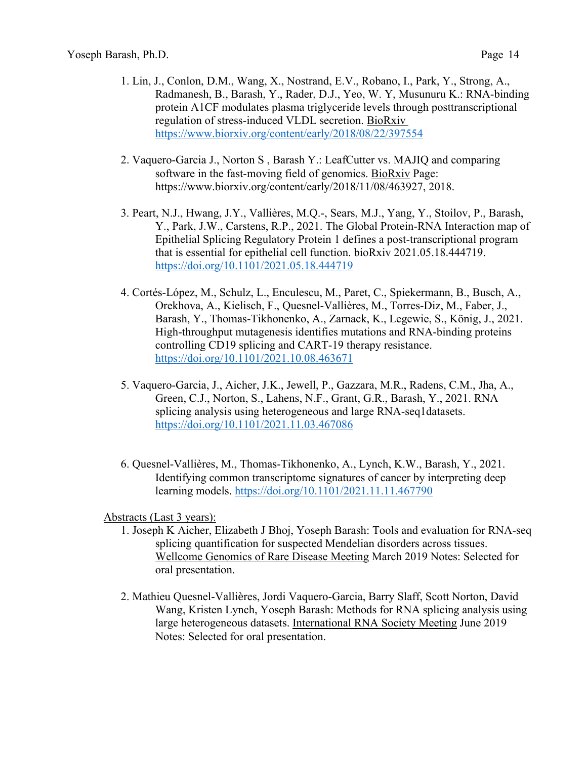1. Lin, J., Conlon, D.M., Wang, X., Nostrand, E.V., Robano, I., Park, Y., Strong, A., Radmanesh, B., Barash, Y., Rader, D.J., Yeo, W. Y, Musunuru K.: RNA-binding protein A1CF modulates plasma triglyceride levels through posttranscriptional regulation of stress-induced VLDL secretion. BioRxiv https://www.biorxiv.org/content/early/2018/08/22/397554

2. Vaquero-Garcia J., Norton S , Barash Y.: LeafCutter vs. MAJIQ and comparing software in the fast-moving field of genomics. BioRxiv Page: https://www.biorxiv.org/content/early/2018/11/08/463927, 2018.

3. Peart, N.J., Hwang, J.Y., Vallières, M.Q.-, Sears, M.J., Yang, Y., Stoilov, P., Barash, Y., Park, J.W., Carstens, R.P., 2021. The Global Protein-RNA Interaction map of Epithelial Splicing Regulatory Protein 1 defines a post-transcriptional program that is essential for epithelial cell function. bioRxiv 2021.05.18.444719. https://doi.org/10.1101/2021.05.18.444719

4. Cortés-López, M., Schulz, L., Enculescu, M., Paret, C., Spiekermann, B., Busch, A., Orekhova, A., Kielisch, F., Quesnel-Vallières, M., Torres-Diz, M., Faber, J., Barash, Y., Thomas-Tikhonenko, A., Zarnack, K., Legewie, S., König, J., 2021. High-throughput mutagenesis identifies mutations and RNA-binding proteins controlling CD19 splicing and CART-19 therapy resistance. https://doi.org/10.1101/2021.10.08.463671

5. Vaquero-Garcia, J., Aicher, J.K., Jewell, P., Gazzara, M.R., Radens, C.M., Jha, A., Green, C.J., Norton, S., Lahens, N.F., Grant, G.R., Barash, Y., 2021. RNA splicing analysis using heterogeneous and large RNA-seq1datasets. https://doi.org/10.1101/2021.11.03.467086

6. Quesnel-Vallières, M., Thomas-Tikhonenko, A., Lynch, K.W., Barash, Y., 2021. Identifying common transcriptome signatures of cancer by interpreting deep learning models. https://doi.org/10.1101/2021.11.11.467790

Abstracts (Last 3 years):

1. Joseph K Aicher, Elizabeth J Bhoj, Yoseph Barash: Tools and evaluation for RNA-seq splicing quantification for suspected Mendelian disorders across tissues. Wellcome Genomics of Rare Disease Meeting March 2019 Notes: Selected for oral presentation.

2. Mathieu Quesnel-Vallières, Jordi Vaquero-Garcia, Barry Slaff, Scott Norton, David Wang, Kristen Lynch, Yoseph Barash: Methods for RNA splicing analysis using large heterogeneous datasets. International RNA Society Meeting June 2019 Notes: Selected for oral presentation.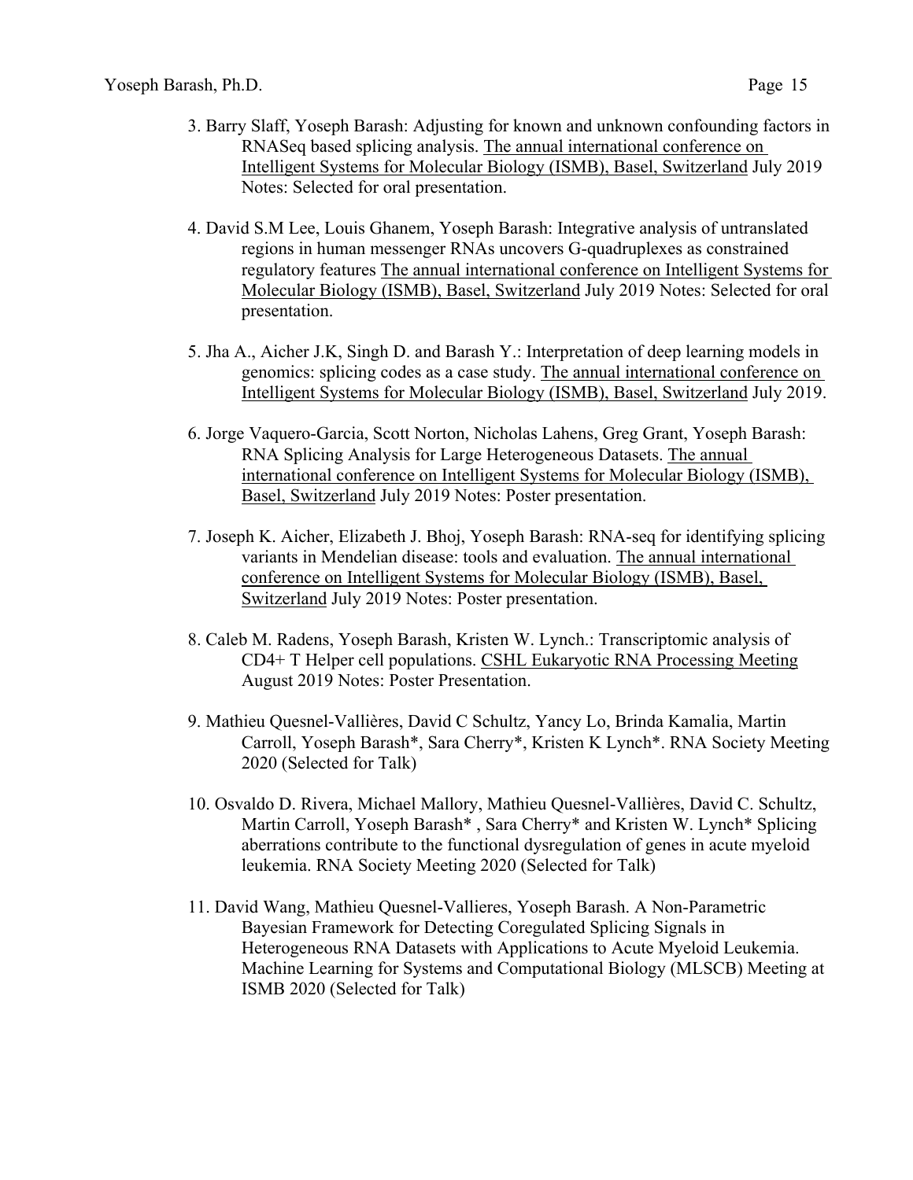3. Barry Slaff, Yoseph Barash: Adjusting for known and unknown confounding factors in RNASeq based splicing analysis. The annual international conference on Intelligent Systems for Molecular Biology (ISMB), Basel, Switzerland July 2019 Notes: Selected for oral presentation.

4. David S.M Lee, Louis Ghanem, Yoseph Barash: Integrative analysis of untranslated regions in human messenger RNAs uncovers G-quadruplexes as constrained regulatory features The annual international conference on Intelligent Systems for Molecular Biology (ISMB), Basel, Switzerland July 2019 Notes: Selected for oral presentation.

5. Jha A., Aicher J.K, Singh D. and Barash Y.: Interpretation of deep learning models in genomics: splicing codes as a case study. The annual international conference on Intelligent Systems for Molecular Biology (ISMB), Basel, Switzerland July 2019.

6. Jorge Vaquero-Garcia, Scott Norton, Nicholas Lahens, Greg Grant, Yoseph Barash: RNA Splicing Analysis for Large Heterogeneous Datasets. The annual international conference on Intelligent Systems for Molecular Biology (ISMB), Basel, Switzerland July 2019 Notes: Poster presentation.

7. Joseph K. Aicher, Elizabeth J. Bhoj, Yoseph Barash: RNA-seq for identifying splicing variants in Mendelian disease: tools and evaluation. The annual international conference on Intelligent Systems for Molecular Biology (ISMB), Basel, Switzerland July 2019 Notes: Poster presentation.

8. Caleb M. Radens, Yoseph Barash, Kristen W. Lynch.: Transcriptomic analysis of CD4+ T Helper cell populations. CSHL Eukaryotic RNA Processing Meeting August 2019 Notes: Poster Presentation.

9. Mathieu Quesnel-Vallières, David C Schultz, Yancy Lo, Brinda Kamalia, Martin Carroll, Yoseph Barash*, Sara Cherry*, Kristen K Lynch*. RNA Society Meeting 2020 (Selected for Talk)

10. Osvaldo D. Rivera, Michael Mallory, Mathieu Quesnel-Vallières, David C. Schultz, Martin Carroll, Yoseph Barash* , Sara Cherry* and Kristen W. Lynch* Splicing aberrations contribute to the functional dysregulation of genes in acute myeloid leukemia. RNA Society Meeting 2020 (Selected for Talk)

11. David Wang, Mathieu Quesnel-Vallieres, Yoseph Barash. A Non-Parametric Bayesian Framework for Detecting Coregulated Splicing Signals in Heterogeneous RNA Datasets with Applications to Acute Myeloid Leukemia. Machine Learning for Systems and Computational Biology (MLSCB) Meeting at ISMB 2020 (Selected for Talk)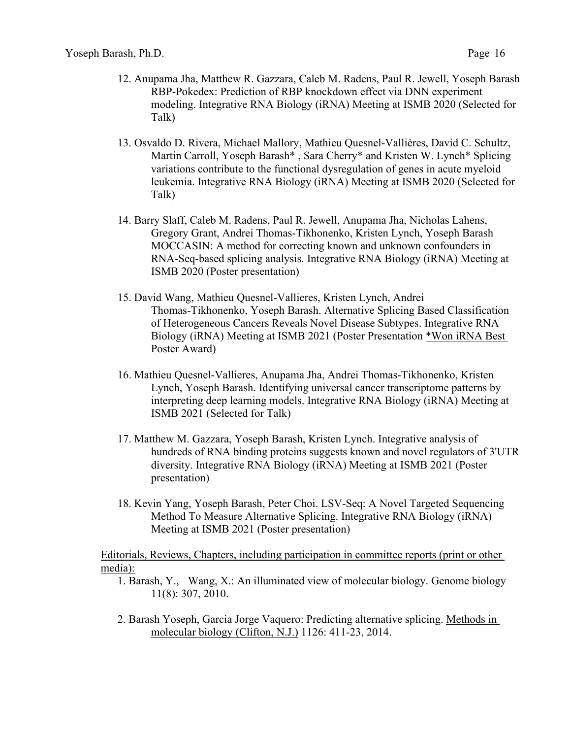12. Anupama Jha, Matthew R. Gazzara, Caleb M. Radens, Paul R. Jewell, Yoseph Barash RBP-Pokedex: Prediction of RBP knockdown effect via DNN experiment modeling. Integrative RNA Biology (iRNA) Meeting at ISMB 2020 (Selected for Talk)

13. Osvaldo D. Rivera, Michael Mallory, Mathieu Quesnel-Vallières, David C. Schultz, Martin Carroll, Yoseph Barash* , Sara Cherry* and Kristen W. Lynch* Splicing variations contribute to the functional dysregulation of genes in acute myeloid leukemia. Integrative RNA Biology (iRNA) Meeting at ISMB 2020 (Selected for Talk)

14. Barry Slaff, Caleb M. Radens, Paul R. Jewell, Anupama Jha, Nicholas Lahens, Gregory Grant, Andrei Thomas-Tikhonenko, Kristen Lynch, Yoseph Barash MOCCASIN: A method for correcting known and unknown confounders in RNA-Seq-based splicing analysis. Integrative RNA Biology (iRNA) Meeting at ISMB 2020 (Poster presentation)

15. David Wang, Mathieu Quesnel-Vallieres, Kristen Lynch, Andrei Thomas-Tikhonenko, Yoseph Barash. Alternative Splicing Based Classification of Heterogeneous Cancers Reveals Novel Disease Subtypes. Integrative RNA Biology (iRNA) Meeting at ISMB 2021 (Poster Presentation <u>*Won iRNA Best Poster Award</u>)

16. Mathieu Quesnel-Vallieres, Anupama Jha, Andrei Thomas-Tikhonenko, Kristen Lynch, Yoseph Barash. Identifying universal cancer transcriptome patterns by interpreting deep learning models. Integrative RNA Biology (iRNA) Meeting at ISMB 2021 (Selected for Talk)

17. Matthew M. Gazzara, Yoseph Barash, Kristen Lynch. Integrative analysis of hundreds of RNA binding proteins suggests known and novel regulators of 3'UTR diversity. Integrative RNA Biology (iRNA) Meeting at ISMB 2021 (Poster presentation)

18. Kevin Yang, Yoseph Barash, Peter Choi. LSV-Seq: A Novel Targeted Sequencing Method To Measure Alternative Splicing. Integrative RNA Biology (iRNA) Meeting at ISMB 2021 (Poster presentation)

<u>Editorials, Reviews, Chapters, including participation in committee reports (print or other media):</u>

1. Barash, Y., Wang, X.: An illuminated view of molecular biology. <u>Genome biology</u> 11(8): 307, 2010.

2. Barash Yoseph, Garcia Jorge Vaquero: Predicting alternative splicing. <u>Methods in molecular biology (Clifton, N.J.)</u> 1126: 411-23, 2014.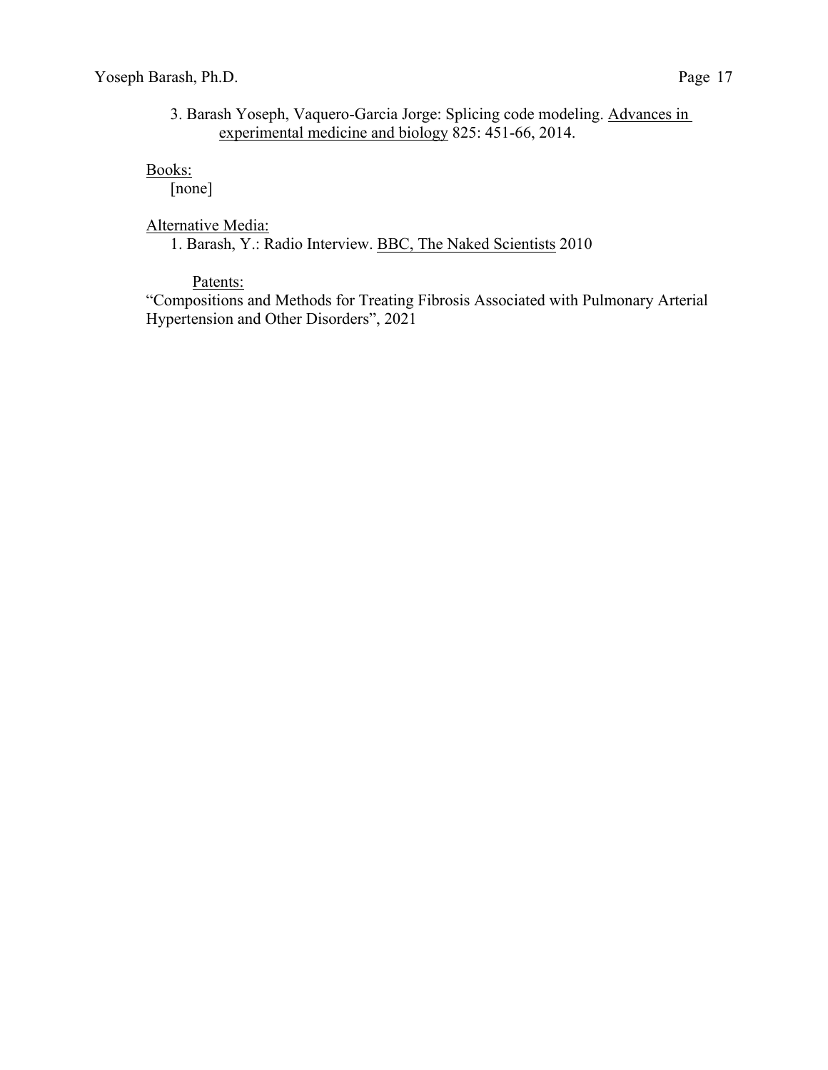3. Barash Yoseph, Vaquero-Garcia Jorge: Splicing code modeling. Advances in experimental medicine and biology 825: 451-66, 2014.

Books:

[none]

Alternative Media:

1. Barash, Y.: Radio Interview. BBC, The Naked Scientists 2010

Patents:

"Compositions and Methods for Treating Fibrosis Associated with Pulmonary Arterial Hypertension and Other Disorders", 2021